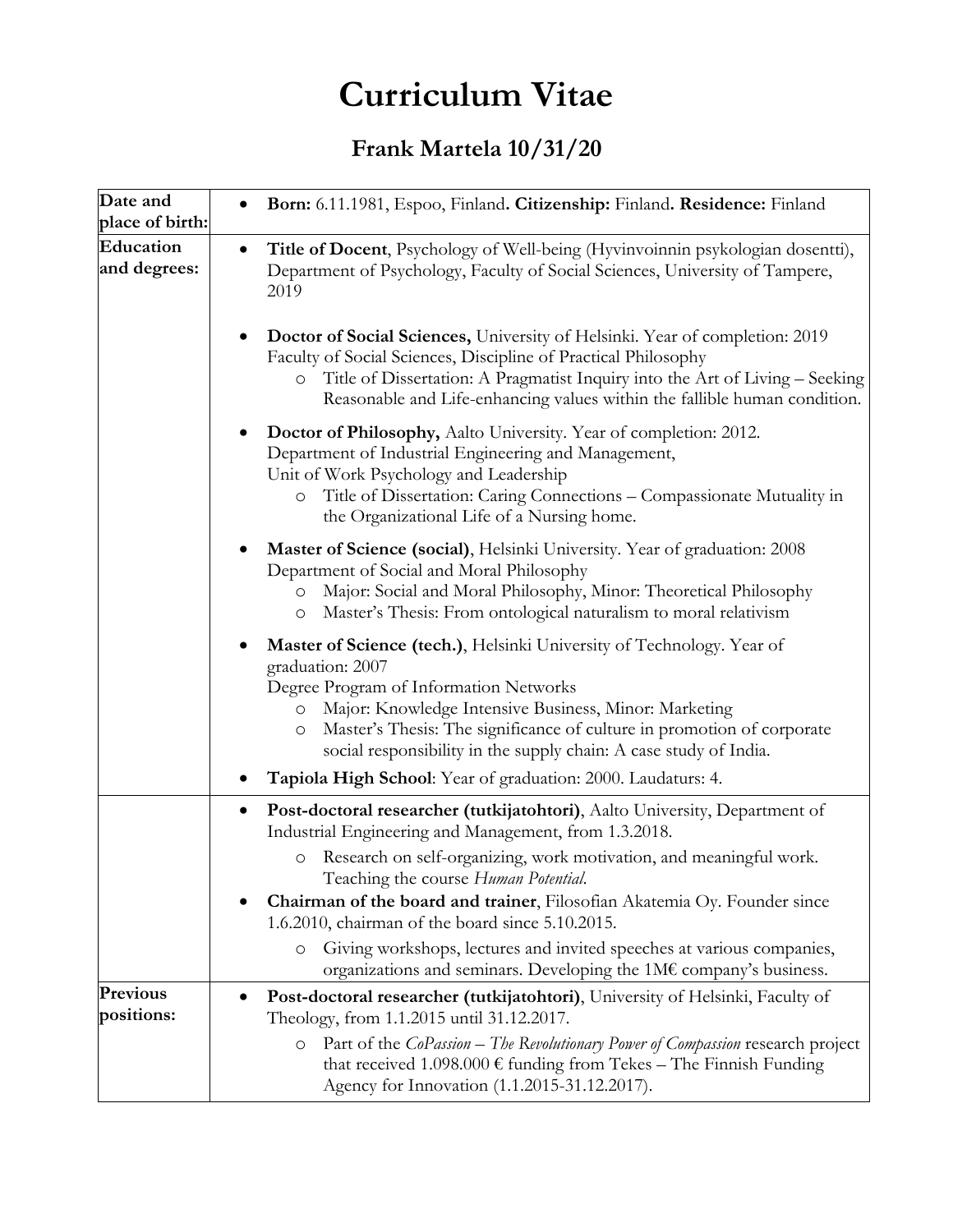# Curriculum Vitae

## Frank Martela 10/31/20

| | |
|---|---|
| **Date and place of birth:** | • **Born:** 6.11.1981, Espoo, Finland**. Citizenship:** Finland**. Residence:** Finland |
| **Education and degrees:** | • **Title of Docent**, Psychology of Well-being (Hyvinvoinnin psykologian dosentti), Department of Psychology, Faculty of Social Sciences, University of Tampere, 2019<br><br>• **Doctor of Social Sciences,** University of Helsinki. Year of completion: 2019 Faculty of Social Sciences, Discipline of Practical Philosophy<br>  ○ Title of Dissertation: A Pragmatist Inquiry into the Art of Living – Seeking Reasonable and Life-enhancing values within the fallible human condition.<br><br>• **Doctor of Philosophy,** Aalto University. Year of completion: 2012. Department of Industrial Engineering and Management, Unit of Work Psychology and Leadership<br>  ○ Title of Dissertation: Caring Connections – Compassionate Mutuality in the Organizational Life of a Nursing home.<br><br>• **Master of Science (social)**, Helsinki University. Year of graduation: 2008 Department of Social and Moral Philosophy<br>  ○ Major: Social and Moral Philosophy, Minor: Theoretical Philosophy<br>  ○ Master's Thesis: From ontological naturalism to moral relativism<br><br>• **Master of Science (tech.)**, Helsinki University of Technology. Year of graduation: 2007 Degree Program of Information Networks<br>  ○ Major: Knowledge Intensive Business, Minor: Marketing<br>  ○ Master's Thesis: The significance of culture in promotion of corporate social responsibility in the supply chain: A case study of India.<br><br>• **Tapiola High School**: Year of graduation: 2000. Laudaturs: 4. |
| | • **Post-doctoral researcher (tutkijatohtori)**, Aalto University, Department of Industrial Engineering and Management, from 1.3.2018.<br>  ○ Research on self-organizing, work motivation, and meaningful work. Teaching the course *Human Potential*.<br><br>• **Chairman of the board and trainer**, Filosofian Akatemia Oy. Founder since 1.6.2010, chairman of the board since 5.10.2015.<br>  ○ Giving workshops, lectures and invited speeches at various companies, organizations and seminars. Developing the 1M€ company's business. |
| **Previous positions:** | • **Post-doctoral researcher (tutkijatohtori)**, University of Helsinki, Faculty of Theology, from 1.1.2015 until 31.12.2017.<br>  ○ Part of the *CoPassion – The Revolutionary Power of Compassion* research project that received 1.098.000 € funding from Tekes – The Finnish Funding Agency for Innovation (1.1.2015-31.12.2017). |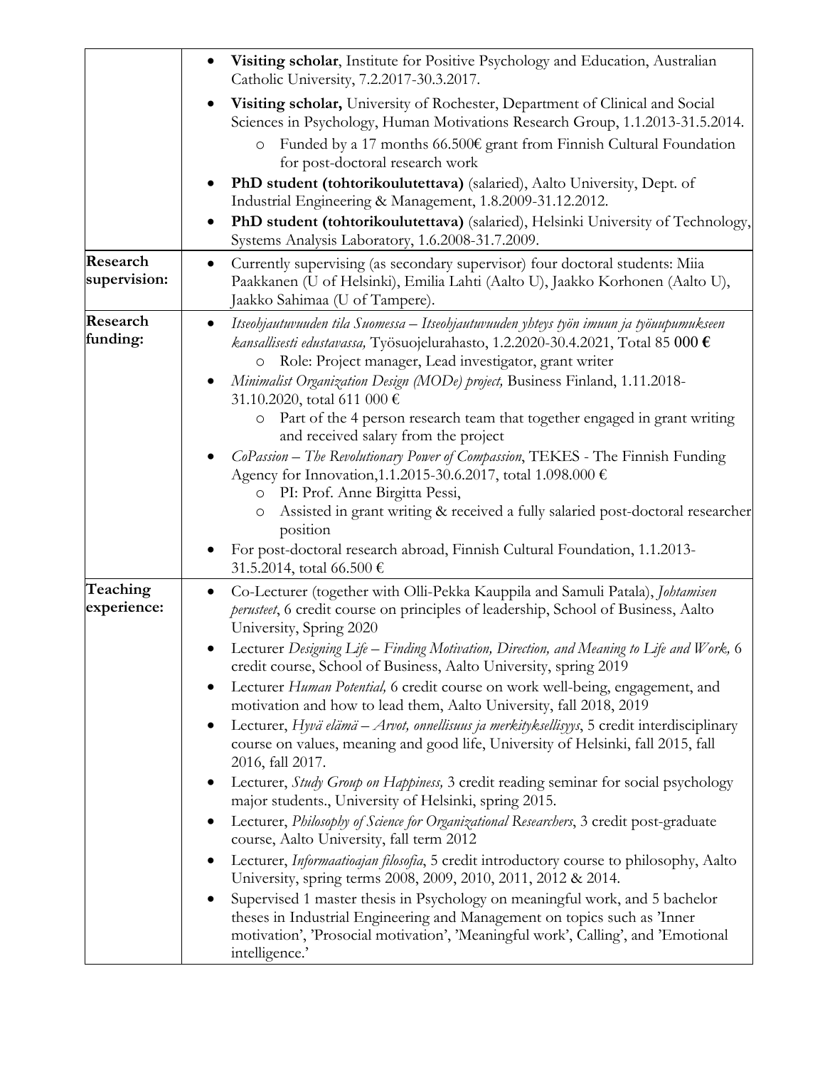| | |
|---|---|
| | <ul><li>**Visiting scholar**, Institute for Positive Psychology and Education, Australian Catholic University, 7.2.2017-30.3.2017.</li><li>**Visiting scholar,** University of Rochester, Department of Clinical and Social Sciences in Psychology, Human Motivations Research Group, 1.1.2013-31.5.2014.<ul><li>Funded by a 17 months 66.500€ grant from Finnish Cultural Foundation for post-doctoral research work</li></ul></li><li>**PhD student (tohtorikoulutettava)** (salaried), Aalto University, Dept. of Industrial Engineering & Management, 1.8.2009-31.12.2012.</li><li>**PhD student (tohtorikoulutettava)** (salaried), Helsinki University of Technology, Systems Analysis Laboratory, 1.6.2008-31.7.2009.</li></ul> |
| **Research supervision:** | <ul><li>Currently supervising (as secondary supervisor) four doctoral students: Miia Paakkanen (U of Helsinki), Emilia Lahti (Aalto U), Jaakko Korhonen (Aalto U), Jaakko Sahimaa (U of Tampere).</li></ul> |
| **Research funding:** | <ul><li>*Itseohjautuvuuden tila Suomessa – Itseohjautuvuuden yhteys työn imuun ja työuupumukseen kansallisesti edustavassa,* Työsuojelurahasto, 1.2.2020-30.4.2021, Total 85 **000 €**<ul><li>Role: Project manager, Lead investigator, grant writer</li></ul></li><li>*Minimalist Organization Design (MODe) project,* Business Finland, 1.11.2018-31.10.2020, total 611 000 €<ul><li>Part of the 4 person research team that together engaged in grant writing and received salary from the project</li></ul></li><li>*CoPassion – The Revolutionary Power of Compassion*, TEKES - The Finnish Funding Agency for Innovation,1.1.2015-30.6.2017, total 1.098.000 €<ul><li>PI: Prof. Anne Birgitta Pessi,</li><li>Assisted in grant writing & received a fully salaried post-doctoral researcher position</li></ul></li><li>For post-doctoral research abroad, Finnish Cultural Foundation, 1.1.2013-31.5.2014, total 66.500 €</li></ul> |
| **Teaching experience:** | <ul><li>Co-Lecturer (together with Olli-Pekka Kauppila and Samuli Patala), *Johtamisen perusteet*, 6 credit course on principles of leadership, School of Business, Aalto University, Spring 2020</li><li>Lecturer *Designing Life – Finding Motivation, Direction, and Meaning to Life and Work,* 6 credit course, School of Business, Aalto University, spring 2019</li><li>Lecturer *Human Potential,* 6 credit course on work well-being, engagement, and motivation and how to lead them, Aalto University, fall 2018, 2019</li><li>Lecturer, *Hyvä elämä – Arvot, onnellisuus ja merkityksellisyys*, 5 credit interdisciplinary course on values, meaning and good life, University of Helsinki, fall 2015, fall 2016, fall 2017.</li><li>Lecturer, *Study Group on Happiness,* 3 credit reading seminar for social psychology major students., University of Helsinki, spring 2015.</li><li>Lecturer, *Philosophy of Science for Organizational Researchers*, 3 credit post-graduate course, Aalto University, fall term 2012</li><li>Lecturer, *Informaatioajan filosofia*, 5 credit introductory course to philosophy, Aalto University, spring terms 2008, 2009, 2010, 2011, 2012 & 2014.</li><li>Supervised 1 master thesis in Psychology on meaningful work, and 5 bachelor theses in Industrial Engineering and Management on topics such as 'Inner motivation', 'Prosocial motivation', 'Meaningful work', Calling', and 'Emotional intelligence.'</li></ul> |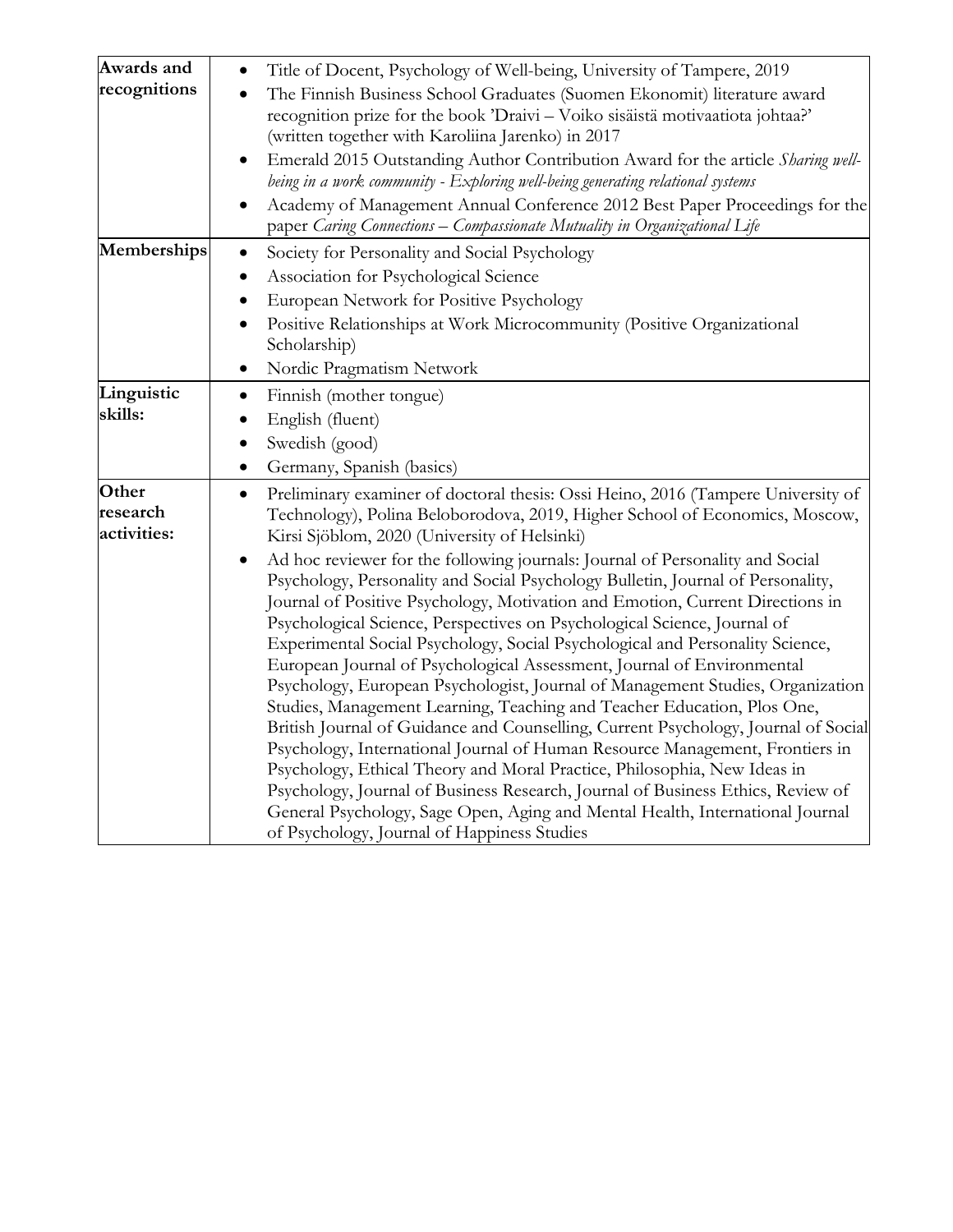| | |
|---|---|
| **Awards and recognitions** | • Title of Docent, Psychology of Well-being, University of Tampere, 2019<br>• The Finnish Business School Graduates (Suomen Ekonomit) literature award recognition prize for the book 'Draivi – Voiko sisäistä motivaatiota johtaa?' (written together with Karoliina Jarenko) in 2017<br>• Emerald 2015 Outstanding Author Contribution Award for the article *Sharing well-being in a work community - Exploring well-being generating relational systems*<br>• Academy of Management Annual Conference 2012 Best Paper Proceedings for the paper *Caring Connections – Compassionate Mutuality in Organizational Life* |
| **Memberships** | • Society for Personality and Social Psychology<br>• Association for Psychological Science<br>• European Network for Positive Psychology<br>• Positive Relationships at Work Microcommunity (Positive Organizational Scholarship)<br>• Nordic Pragmatism Network |
| **Linguistic skills:** | • Finnish (mother tongue)<br>• English (fluent)<br>• Swedish (good)<br>• Germany, Spanish (basics) |
| **Other research activities:** | • Preliminary examiner of doctoral thesis: Ossi Heino, 2016 (Tampere University of Technology), Polina Beloborodova, 2019, Higher School of Economics, Moscow, Kirsi Sjöblom, 2020 (University of Helsinki)<br>• Ad hoc reviewer for the following journals: Journal of Personality and Social Psychology, Personality and Social Psychology Bulletin, Journal of Personality, Journal of Positive Psychology, Motivation and Emotion, Current Directions in Psychological Science, Perspectives on Psychological Science, Journal of Experimental Social Psychology, Social Psychological and Personality Science, European Journal of Psychological Assessment, Journal of Environmental Psychology, European Psychologist, Journal of Management Studies, Organization Studies, Management Learning, Teaching and Teacher Education, Plos One, British Journal of Guidance and Counselling, Current Psychology, Journal of Social Psychology, International Journal of Human Resource Management, Frontiers in Psychology, Ethical Theory and Moral Practice, Philosophia, New Ideas in Psychology, Journal of Business Research, Journal of Business Ethics, Review of General Psychology, Sage Open, Aging and Mental Health, International Journal of Psychology, Journal of Happiness Studies |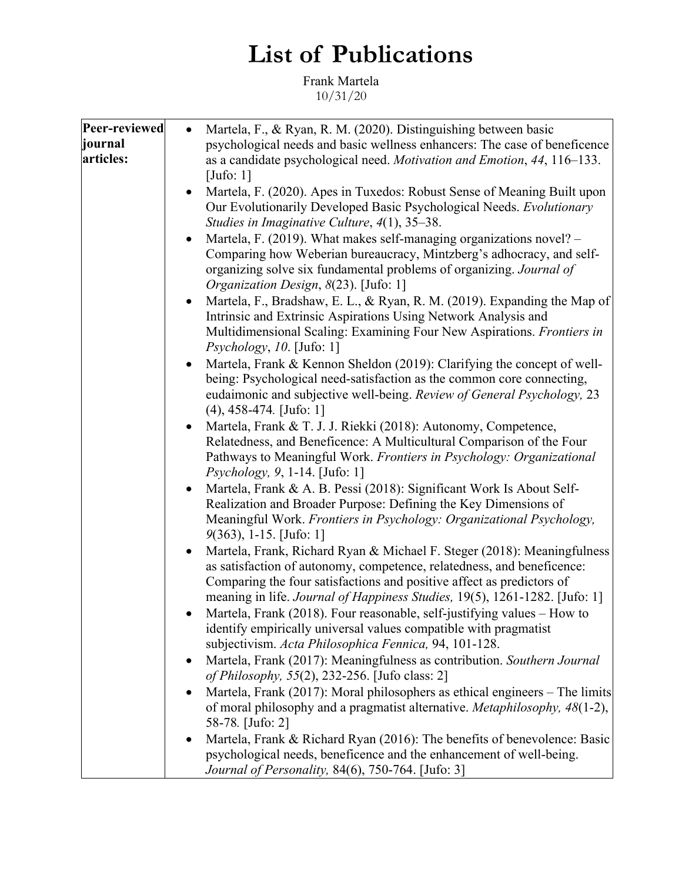# List of Publications

Frank Martela
10/31/20

| **Peer-reviewed journal articles:** | • Martela, F., & Ryan, R. M. (2020). Distinguishing between basic psychological needs and basic wellness enhancers: The case of beneficence as a candidate psychological need. *Motivation and Emotion*, *44*, 116–133. [Jufo: 1]<br>• Martela, F. (2020). Apes in Tuxedos: Robust Sense of Meaning Built upon Our Evolutionarily Developed Basic Psychological Needs. *Evolutionary Studies in Imaginative Culture*, *4*(1), 35–38.<br>• Martela, F. (2019). What makes self-managing organizations novel? – Comparing how Weberian bureaucracy, Mintzberg's adhocracy, and self-organizing solve six fundamental problems of organizing. *Journal of Organization Design*, *8*(23). [Jufo: 1]<br>• Martela, F., Bradshaw, E. L., & Ryan, R. M. (2019). Expanding the Map of Intrinsic and Extrinsic Aspirations Using Network Analysis and Multidimensional Scaling: Examining Four New Aspirations. *Frontiers in Psychology*, *10*. [Jufo: 1]<br>• Martela, Frank & Kennon Sheldon (2019): Clarifying the concept of well-being: Psychological need-satisfaction as the common core connecting, eudaimonic and subjective well-being. *Review of General Psychology,* 23 (4), 458-474. [Jufo: 1]<br>• Martela, Frank & T. J. J. Riekki (2018): Autonomy, Competence, Relatedness, and Beneficence: A Multicultural Comparison of the Four Pathways to Meaningful Work. *Frontiers in Psychology: Organizational Psychology, 9*, 1-14. [Jufo: 1]<br>• Martela, Frank & A. B. Pessi (2018): Significant Work Is About Self-Realization and Broader Purpose: Defining the Key Dimensions of Meaningful Work. *Frontiers in Psychology: Organizational Psychology, 9*(363), 1-15. [Jufo: 1]<br>• Martela, Frank, Richard Ryan & Michael F. Steger (2018): Meaningfulness as satisfaction of autonomy, competence, relatedness, and beneficence: Comparing the four satisfactions and positive affect as predictors of meaning in life. *Journal of Happiness Studies,* 19(5), 1261-1282. [Jufo: 1]<br>• Martela, Frank (2018). Four reasonable, self-justifying values – How to identify empirically universal values compatible with pragmatist subjectivism. *Acta Philosophica Fennica,* 94, 101-128.<br>• Martela, Frank (2017): Meaningfulness as contribution. *Southern Journal of Philosophy, 55*(2), 232-256. [Jufo class: 2]<br>• Martela, Frank (2017): Moral philosophers as ethical engineers – The limits of moral philosophy and a pragmatist alternative. *Metaphilosophy, 48*(1-2), 58-78. [Jufo: 2]<br>• Martela, Frank & Richard Ryan (2016): The benefits of benevolence: Basic psychological needs, beneficence and the enhancement of well-being. *Journal of Personality,* 84(6), 750-764. [Jufo: 3] |
|---|---|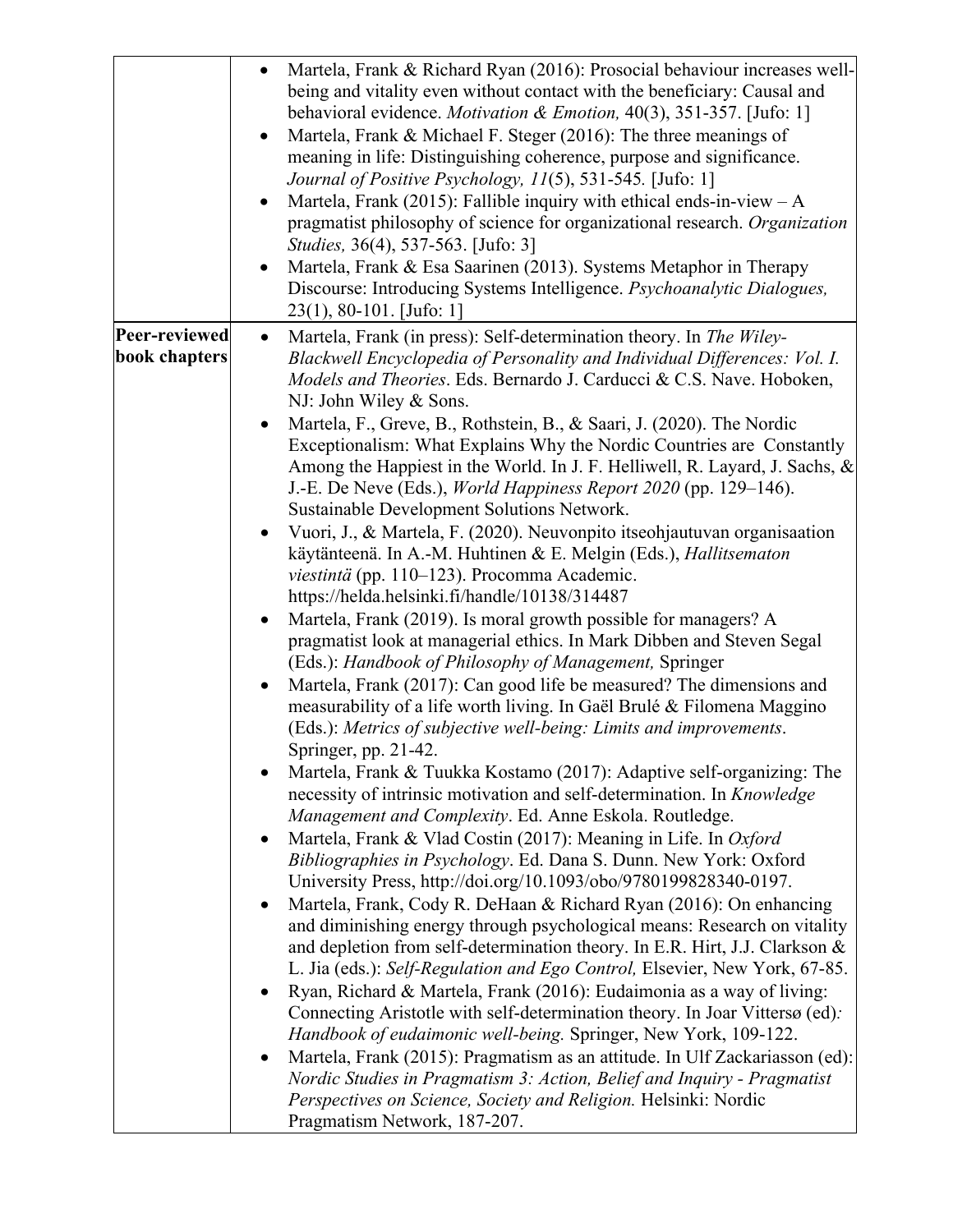| | |
|---|---|
| | • Martela, Frank & Richard Ryan (2016): Prosocial behaviour increases well-being and vitality even without contact with the beneficiary: Causal and behavioral evidence. *Motivation & Emotion,* 40(3), 351-357. [Jufo: 1]<br>• Martela, Frank & Michael F. Steger (2016): The three meanings of meaning in life: Distinguishing coherence, purpose and significance. *Journal of Positive Psychology, 11*(5), 531-545*.* [Jufo: 1]<br>• Martela, Frank (2015): Fallible inquiry with ethical ends-in-view – A pragmatist philosophy of science for organizational research. *Organization Studies,* 36(4), 537-563. [Jufo: 3]<br>• Martela, Frank & Esa Saarinen (2013). Systems Metaphor in Therapy Discourse: Introducing Systems Intelligence. *Psychoanalytic Dialogues,* 23(1), 80-101. [Jufo: 1] |
| **Peer-reviewed book chapters** | • Martela, Frank (in press): Self-determination theory. In *The Wiley-Blackwell Encyclopedia of Personality and Individual Differences: Vol. I. Models and Theories*. Eds. Bernardo J. Carducci & C.S. Nave. Hoboken, NJ: John Wiley & Sons.<br>• Martela, F., Greve, B., Rothstein, B., & Saari, J. (2020). The Nordic Exceptionalism: What Explains Why the Nordic Countries are Constantly Among the Happiest in the World. In J. F. Helliwell, R. Layard, J. Sachs, & J.-E. De Neve (Eds.), *World Happiness Report 2020* (pp. 129–146). Sustainable Development Solutions Network.<br>• Vuori, J., & Martela, F. (2020). Neuvonpito itseohjautuvan organisaation käytänteenä. In A.-M. Huhtinen & E. Melgin (Eds.), *Hallitsematon viestintä* (pp. 110–123). Procomma Academic. https://helda.helsinki.fi/handle/10138/314487<br>• Martela, Frank (2019). Is moral growth possible for managers? A pragmatist look at managerial ethics. In Mark Dibben and Steven Segal (Eds.): *Handbook of Philosophy of Management,* Springer<br>• Martela, Frank (2017): Can good life be measured? The dimensions and measurability of a life worth living. In Gaël Brulé & Filomena Maggino (Eds.): *Metrics of subjective well-being: Limits and improvements*. Springer, pp. 21-42.<br>• Martela, Frank & Tuukka Kostamo (2017): Adaptive self-organizing: The necessity of intrinsic motivation and self-determination. In *Knowledge Management and Complexity*. Ed. Anne Eskola. Routledge.<br>• Martela, Frank & Vlad Costin (2017): Meaning in Life. In *Oxford Bibliographies in Psychology*. Ed. Dana S. Dunn. New York: Oxford University Press, http://doi.org/10.1093/obo/9780199828340-0197.<br>• Martela, Frank, Cody R. DeHaan & Richard Ryan (2016): On enhancing and diminishing energy through psychological means: Research on vitality and depletion from self-determination theory. In E.R. Hirt, J.J. Clarkson & L. Jia (eds.): *Self-Regulation and Ego Control,* Elsevier, New York, 67-85.<br>• Ryan, Richard & Martela, Frank (2016): Eudaimonia as a way of living: Connecting Aristotle with self-determination theory. In Joar Vittersø (ed)*: Handbook of eudaimonic well-being.* Springer, New York, 109-122.<br>• Martela, Frank (2015): Pragmatism as an attitude. In Ulf Zackariasson (ed): *Nordic Studies in Pragmatism 3: Action, Belief and Inquiry - Pragmatist Perspectives on Science, Society and Religion.* Helsinki: Nordic Pragmatism Network, 187-207. |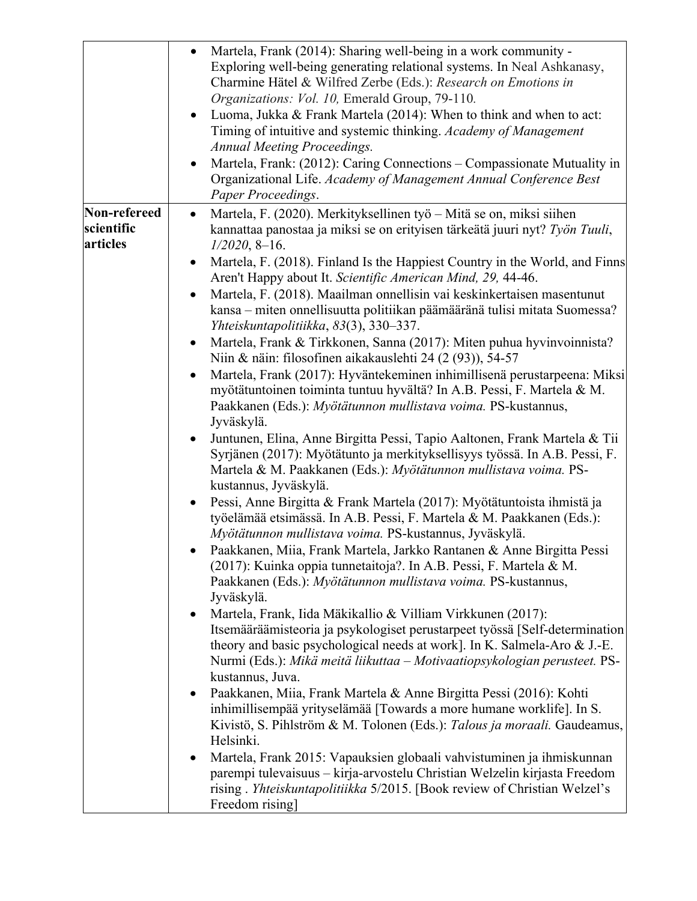| | |
|---|---|
| | • Martela, Frank (2014): Sharing well-being in a work community - Exploring well-being generating relational systems. In Neal Ashkanasy, Charmine Hätel & Wilfred Zerbe (Eds.): *Research on Emotions in Organizations: Vol. 10,* Emerald Group, 79-110*.*<br>• Luoma, Jukka & Frank Martela (2014): When to think and when to act: Timing of intuitive and systemic thinking. *Academy of Management Annual Meeting Proceedings.*<br>• Martela, Frank: (2012): Caring Connections – Compassionate Mutuality in Organizational Life. *Academy of Management Annual Conference Best Paper Proceedings*. |
| **Non-refereed scientific articles** | • Martela, F. (2020). Merkityksellinen työ – Mitä se on, miksi siihen kannattaa panostaa ja miksi se on erityisen tärkeätä juuri nyt? *Työn Tuuli*, *1/2020*, 8–16.<br>• Martela, F. (2018). Finland Is the Happiest Country in the World, and Finns Aren't Happy about It. *Scientific American Mind, 29,* 44-46.<br>• Martela, F. (2018). Maailman onnellisin vai keskinkertaisen masentunut kansa – miten onnellisuutta politiikan päämääränä tulisi mitata Suomessa? *Yhteiskuntapolitiikka*, *83*(3), 330–337.<br>• Martela, Frank & Tirkkonen, Sanna (2017): Miten puhua hyvinvoinnista? Niin & näin: filosofinen aikakauslehti 24 (2 (93)), 54-57<br>• Martela, Frank (2017): Hyväntekeminen inhimillisenä perustarpeena: Miksi myötätuntoinen toiminta tuntuu hyvältä? In A.B. Pessi, F. Martela & M. Paakkanen (Eds.): *Myötätunnon mullistava voima.* PS-kustannus, Jyväskylä.<br>• Juntunen, Elina, Anne Birgitta Pessi, Tapio Aaltonen, Frank Martela & Tii Syrjänen (2017): Myötätunto ja merkityksellisyys työssä. In A.B. Pessi, F. Martela & M. Paakkanen (Eds.): *Myötätunnon mullistava voima.* PS-kustannus, Jyväskylä.<br>• Pessi, Anne Birgitta & Frank Martela (2017): Myötätuntoista ihmistä ja työelämää etsimässä. In A.B. Pessi, F. Martela & M. Paakkanen (Eds.): *Myötätunnon mullistava voima.* PS-kustannus, Jyväskylä.<br>• Paakkanen, Miia, Frank Martela, Jarkko Rantanen & Anne Birgitta Pessi (2017): Kuinka oppia tunnetaitoja?. In A.B. Pessi, F. Martela & M. Paakkanen (Eds.): *Myötätunnon mullistava voima.* PS-kustannus, Jyväskylä.<br>• Martela, Frank, Iida Mäkikallio & Villiam Virkkunen (2017): Itsemääräämisteoria ja psykologiset perustarpeet työssä [Self-determination theory and basic psychological needs at work]. In K. Salmela-Aro & J.-E. Nurmi (Eds.): *Mikä meitä liikuttaa – Motivaatiopsykologian perusteet.* PS-kustannus, Juva.<br>• Paakkanen, Miia, Frank Martela & Anne Birgitta Pessi (2016): Kohti inhimillisempää yrityselämää [Towards a more humane worklife]. In S. Kivistö, S. Pihlström & M. Tolonen (Eds.): *Talous ja moraali.* Gaudeamus, Helsinki.<br>• Martela, Frank 2015: Vapauksien globaali vahvistuminen ja ihmiskunnan parempi tulevaisuus – kirja-arvostelu Christian Welzelin kirjasta Freedom rising . *Yhteiskuntapolitiikka* 5/2015. [Book review of Christian Welzel's Freedom rising] |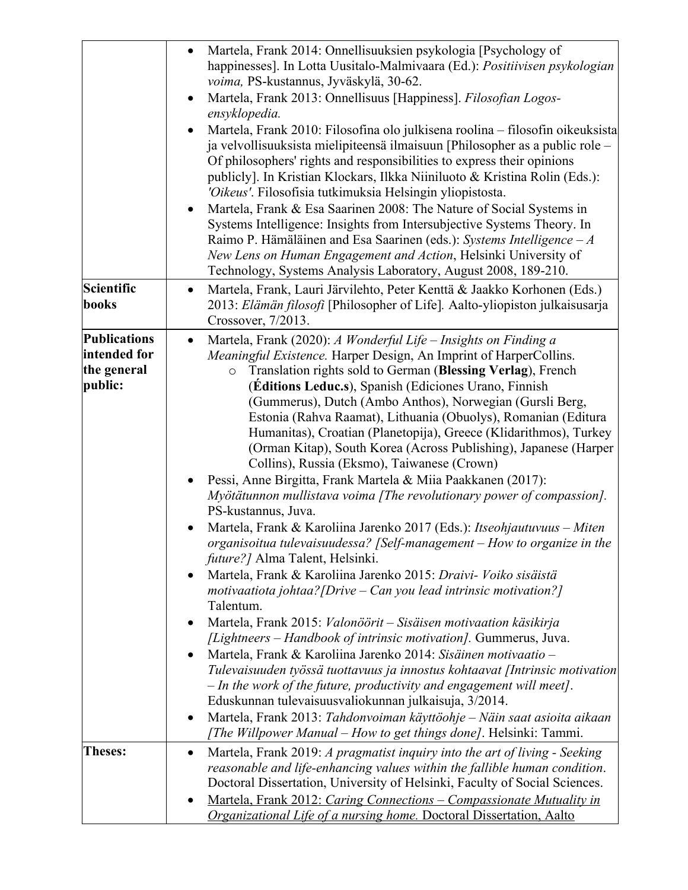| | |
|---|---|
| | • Martela, Frank 2014: Onnellisuuksien psykologia [Psychology of happinesses]. In Lotta Uusitalo-Malmivaara (Ed.): *Positiivisen psykologian voima,* PS-kustannus, Jyväskylä, 30-62.<br>• Martela, Frank 2013: Onnellisuus [Happiness]. *Filosofian Logos-ensyklopedia.*<br>• Martela, Frank 2010: Filosofina olo julkisena roolina – filosofin oikeuksista ja velvollisuuksista mielipiteensä ilmaisuun [Philosopher as a public role – Of philosophers' rights and responsibilities to express their opinions publicly]. In Kristian Klockars, Ilkka Niiniluoto & Kristina Rolin (Eds.): *'Oikeus'*. Filosofisia tutkimuksia Helsingin yliopistosta.<br>• Martela, Frank & Esa Saarinen 2008: The Nature of Social Systems in Systems Intelligence: Insights from Intersubjective Systems Theory. In Raimo P. Hämäläinen and Esa Saarinen (eds.): *Systems Intelligence – A New Lens on Human Engagement and Action*, Helsinki University of Technology, Systems Analysis Laboratory, August 2008, 189-210. |
| **Scientific books** | • Martela, Frank, Lauri Järvilehto, Peter Kenttä & Jaakko Korhonen (Eds.) 2013: *Elämän filosofi* [Philosopher of Life]*.* Aalto-yliopiston julkaisusarja Crossover, 7/2013. |
| **Publications intended for the general public:** | • Martela, Frank (2020): *A Wonderful Life – Insights on Finding a Meaningful Existence.* Harper Design, An Imprint of HarperCollins.<br>  ○ Translation rights sold to German (**Blessing Verlag**), French (**Éditions Leduc.s**), Spanish (Ediciones Urano, Finnish (Gummerus), Dutch (Ambo Anthos), Norwegian (Gursli Berg, Estonia (Rahva Raamat), Lithuania (Obuolys), Romanian (Editura Humanitas), Croatian (Planetopija), Greece (Klidarithmos), Turkey (Orman Kitap), South Korea (Across Publishing), Japanese (Harper Collins), Russia (Eksmo), Taiwanese (Crown)<br>• Pessi, Anne Birgitta, Frank Martela & Miia Paakkanen (2017): *Myötätunnon mullistava voima [The revolutionary power of compassion]*. PS-kustannus, Juva.<br>• Martela, Frank & Karoliina Jarenko 2017 (Eds.): *Itseohjautuvuus – Miten organisoitua tulevaisuudessa? [Self-management – How to organize in the future?]* Alma Talent, Helsinki.<br>• Martela, Frank & Karoliina Jarenko 2015: *Draivi- Voiko sisäistä motivaatiota johtaa?[Drive – Can you lead intrinsic motivation?]* Talentum.<br>• Martela, Frank 2015: *Valonöörit – Sisäisen motivaation käsikirja [Lightneers – Handbook of intrinsic motivation].* Gummerus, Juva.<br>• Martela, Frank & Karoliina Jarenko 2014: *Sisäinen motivaatio – Tulevaisuuden työssä tuottavuus ja innostus kohtaavat [Intrinsic motivation – In the work of the future, productivity and engagement will meet]*. Eduskunnan tulevaisuusvaliokunnan julkaisuja, 3/2014.<br>• Martela, Frank 2013: *Tahdonvoiman käyttöohje – Näin saat asioita aikaan [The Willpower Manual – How to get things done]*. Helsinki: Tammi. |
| **Theses:** | • Martela, Frank 2019: *A pragmatist inquiry into the art of living - Seeking reasonable and life-enhancing values within the fallible human condition*. Doctoral Dissertation, University of Helsinki, Faculty of Social Sciences.<br>• Martela, Frank 2012: *Caring Connections – Compassionate Mutuality in Organizational Life of a nursing home.* Doctoral Dissertation, Aalto |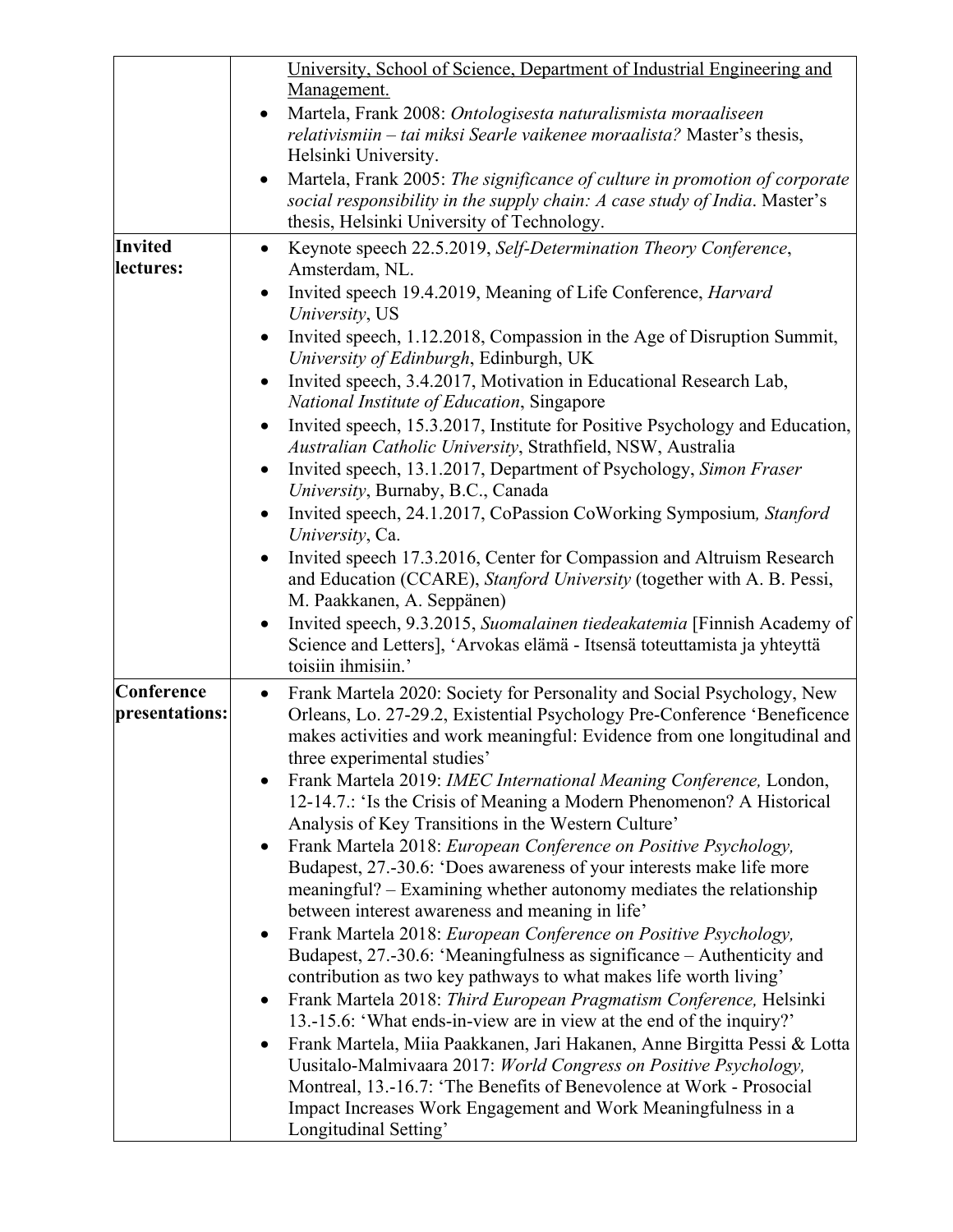| | |
|---|---|
| | <u>University, School of Science, Department of Industrial Engineering and Management.</u><br>• Martela, Frank 2008: *Ontologisesta naturalismista moraaliseen relativismiin – tai miksi Searle vaikenee moraalista?* Master's thesis, Helsinki University.<br>• Martela, Frank 2005: *The significance of culture in promotion of corporate social responsibility in the supply chain: A case study of India*. Master's thesis, Helsinki University of Technology. |
| **Invited lectures:** | • Keynote speech 22.5.2019, *Self-Determination Theory Conference*, Amsterdam, NL.<br>• Invited speech 19.4.2019, Meaning of Life Conference, *Harvard University*, US<br>• Invited speech, 1.12.2018, Compassion in the Age of Disruption Summit, *University of Edinburgh*, Edinburgh, UK<br>• Invited speech, 3.4.2017, Motivation in Educational Research Lab, *National Institute of Education*, Singapore<br>• Invited speech, 15.3.2017, Institute for Positive Psychology and Education, *Australian Catholic University*, Strathfield, NSW, Australia<br>• Invited speech, 13.1.2017, Department of Psychology, *Simon Fraser University*, Burnaby, B.C., Canada<br>• Invited speech, 24.1.2017, CoPassion CoWorking Symposium*, Stanford University*, Ca.<br>• Invited speech 17.3.2016, Center for Compassion and Altruism Research and Education (CCARE), *Stanford University* (together with A. B. Pessi, M. Paakkanen, A. Seppänen)<br>• Invited speech, 9.3.2015, *Suomalainen tiedeakatemia* [Finnish Academy of Science and Letters], 'Arvokas elämä - Itsensä toteuttamista ja yhteyttä toisiin ihmisiin.' |
| **Conference presentations:** | • Frank Martela 2020: Society for Personality and Social Psychology, New Orleans, Lo. 27-29.2, Existential Psychology Pre-Conference 'Beneficence makes activities and work meaningful: Evidence from one longitudinal and three experimental studies'<br>• Frank Martela 2019: *IMEC International Meaning Conference,* London, 12-14.7.: 'Is the Crisis of Meaning a Modern Phenomenon? A Historical Analysis of Key Transitions in the Western Culture'<br>• Frank Martela 2018: *European Conference on Positive Psychology,* Budapest, 27.-30.6: 'Does awareness of your interests make life more meaningful? – Examining whether autonomy mediates the relationship between interest awareness and meaning in life'<br>• Frank Martela 2018: *European Conference on Positive Psychology,* Budapest, 27.-30.6: 'Meaningfulness as significance – Authenticity and contribution as two key pathways to what makes life worth living'<br>• Frank Martela 2018: *Third European Pragmatism Conference,* Helsinki 13.-15.6: 'What ends-in-view are in view at the end of the inquiry?'<br>• Frank Martela, Miia Paakkanen, Jari Hakanen, Anne Birgitta Pessi & Lotta Uusitalo-Malmivaara 2017: *World Congress on Positive Psychology,* Montreal, 13.-16.7: 'The Benefits of Benevolence at Work - Prosocial Impact Increases Work Engagement and Work Meaningfulness in a Longitudinal Setting' |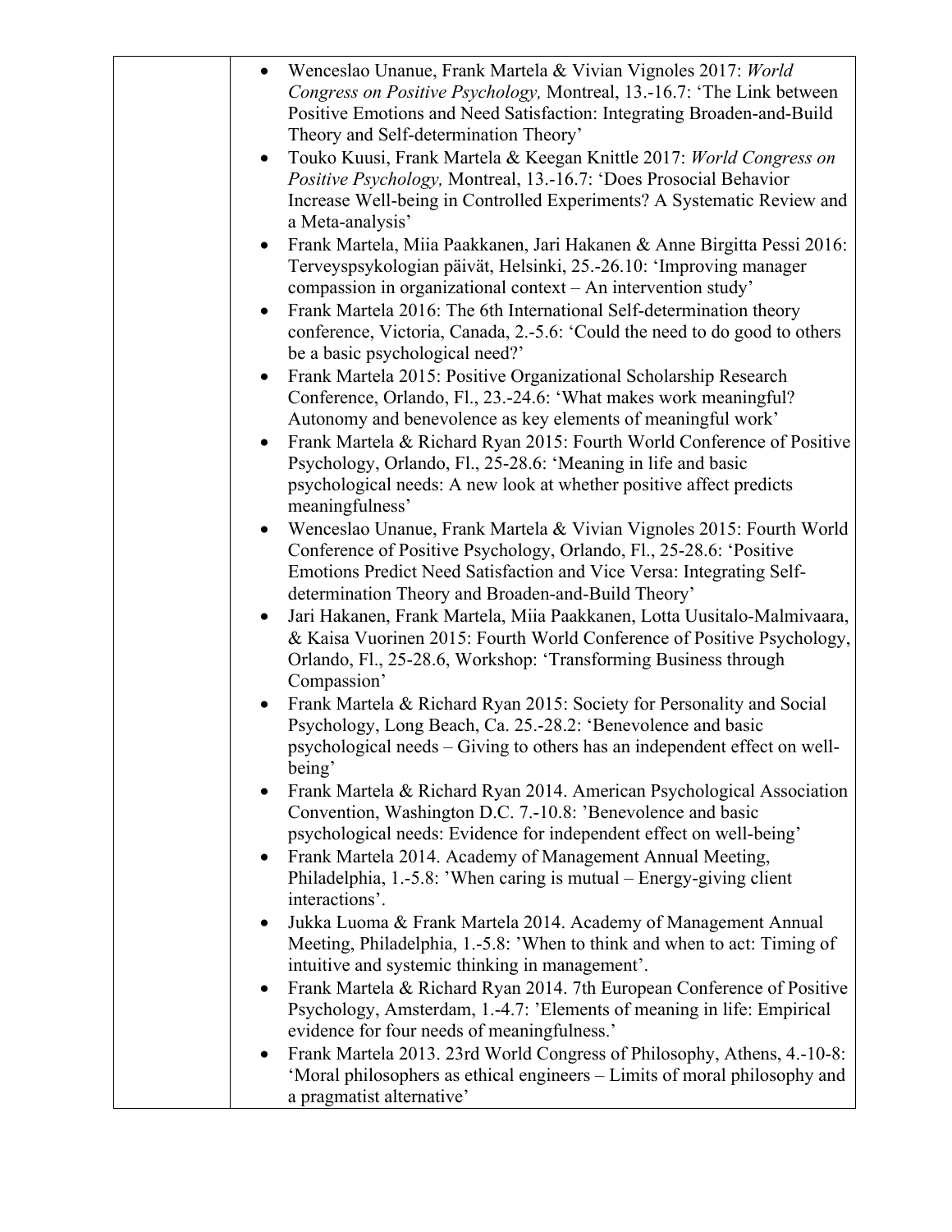- Wenceslao Unanue, Frank Martela & Vivian Vignoles 2017: *World Congress on Positive Psychology,* Montreal, 13.-16.7: 'The Link between Positive Emotions and Need Satisfaction: Integrating Broaden-and-Build Theory and Self-determination Theory'
- Touko Kuusi, Frank Martela & Keegan Knittle 2017: *World Congress on Positive Psychology,* Montreal, 13.-16.7: 'Does Prosocial Behavior Increase Well-being in Controlled Experiments? A Systematic Review and a Meta-analysis'
- Frank Martela, Miia Paakkanen, Jari Hakanen & Anne Birgitta Pessi 2016: Terveyspsykologian päivät, Helsinki, 25.-26.10: 'Improving manager compassion in organizational context – An intervention study'
- Frank Martela 2016: The 6th International Self-determination theory conference, Victoria, Canada, 2.-5.6: 'Could the need to do good to others be a basic psychological need?'
- Frank Martela 2015: Positive Organizational Scholarship Research Conference, Orlando, Fl., 23.-24.6: 'What makes work meaningful? Autonomy and benevolence as key elements of meaningful work'
- Frank Martela & Richard Ryan 2015: Fourth World Conference of Positive Psychology, Orlando, Fl., 25-28.6: 'Meaning in life and basic psychological needs: A new look at whether positive affect predicts meaningfulness'
- Wenceslao Unanue, Frank Martela & Vivian Vignoles 2015: Fourth World Conference of Positive Psychology, Orlando, Fl., 25-28.6: 'Positive Emotions Predict Need Satisfaction and Vice Versa: Integrating Self-determination Theory and Broaden-and-Build Theory'
- Jari Hakanen, Frank Martela, Miia Paakkanen, Lotta Uusitalo-Malmivaara, & Kaisa Vuorinen 2015: Fourth World Conference of Positive Psychology, Orlando, Fl., 25-28.6, Workshop: 'Transforming Business through Compassion'
- Frank Martela & Richard Ryan 2015: Society for Personality and Social Psychology, Long Beach, Ca. 25.-28.2: 'Benevolence and basic psychological needs – Giving to others has an independent effect on well-being'
- Frank Martela & Richard Ryan 2014. American Psychological Association Convention, Washington D.C. 7.-10.8: 'Benevolence and basic psychological needs: Evidence for independent effect on well-being'
- Frank Martela 2014. Academy of Management Annual Meeting, Philadelphia, 1.-5.8: 'When caring is mutual – Energy-giving client interactions'.
- Jukka Luoma & Frank Martela 2014. Academy of Management Annual Meeting, Philadelphia, 1.-5.8: 'When to think and when to act: Timing of intuitive and systemic thinking in management'.
- Frank Martela & Richard Ryan 2014. 7th European Conference of Positive Psychology, Amsterdam, 1.-4.7: 'Elements of meaning in life: Empirical evidence for four needs of meaningfulness.'
- Frank Martela 2013. 23rd World Congress of Philosophy, Athens, 4.-10-8: 'Moral philosophers as ethical engineers – Limits of moral philosophy and a pragmatist alternative'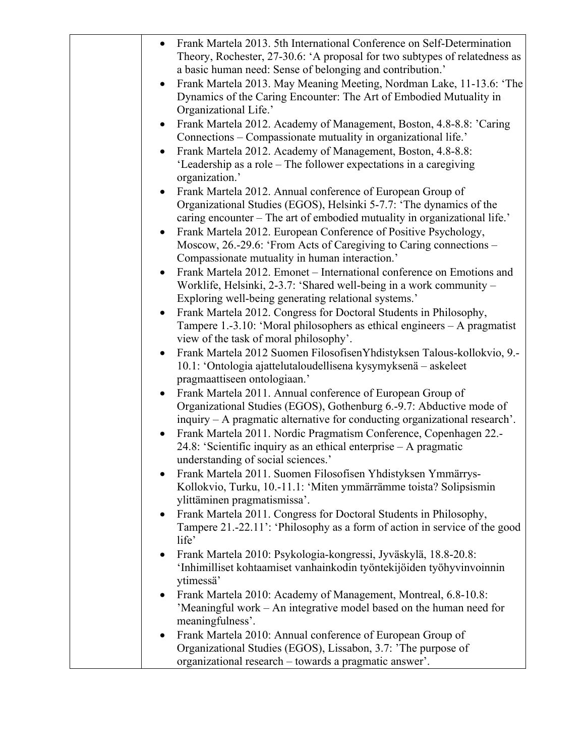- Frank Martela 2013. 5th International Conference on Self-Determination Theory, Rochester, 27-30.6: ‘A proposal for two subtypes of relatedness as a basic human need: Sense of belonging and contribution.’
- Frank Martela 2013. May Meaning Meeting, Nordman Lake, 11-13.6: ‘The Dynamics of the Caring Encounter: The Art of Embodied Mutuality in Organizational Life.’
- Frank Martela 2012. Academy of Management, Boston, 4.8-8.8: ’Caring Connections – Compassionate mutuality in organizational life.’
- Frank Martela 2012. Academy of Management, Boston, 4.8-8.8: ‘Leadership as a role – The follower expectations in a caregiving organization.’
- Frank Martela 2012. Annual conference of European Group of Organizational Studies (EGOS), Helsinki 5-7.7: ‘The dynamics of the caring encounter – The art of embodied mutuality in organizational life.’
- Frank Martela 2012. European Conference of Positive Psychology, Moscow, 26.-29.6: ‘From Acts of Caregiving to Caring connections – Compassionate mutuality in human interaction.’
- Frank Martela 2012. Emonet – International conference on Emotions and Worklife, Helsinki, 2-3.7: ‘Shared well-being in a work community – Exploring well-being generating relational systems.’
- Frank Martela 2012. Congress for Doctoral Students in Philosophy, Tampere 1.-3.10: ‘Moral philosophers as ethical engineers – A pragmatist view of the task of moral philosophy’.
- Frank Martela 2012 Suomen FilosofisenYhdistyksen Talous-kollokvio, 9.-10.1: ‘Ontologia ajattelutaloudellisena kysymyksenä – askeleet pragmaattiseen ontologiaan.’
- Frank Martela 2011. Annual conference of European Group of Organizational Studies (EGOS), Gothenburg 6.-9.7: Abductive mode of inquiry – A pragmatic alternative for conducting organizational research’.
- Frank Martela 2011. Nordic Pragmatism Conference, Copenhagen 22.-24.8: ‘Scientific inquiry as an ethical enterprise – A pragmatic understanding of social sciences.’
- Frank Martela 2011. Suomen Filosofisen Yhdistyksen Ymmärrys-Kollokvio, Turku, 10.-11.1: ‘Miten ymmärrämme toista? Solipsismin ylittäminen pragmatismissa’.
- Frank Martela 2011. Congress for Doctoral Students in Philosophy, Tampere 21.-22.11’: ‘Philosophy as a form of action in service of the good life’
- Frank Martela 2010: Psykologia-kongressi, Jyväskylä, 18.8-20.8: ‘Inhimilliset kohtaamiset vanhainkodin työntekijöiden työhyvinvoinnin ytimessä’
- Frank Martela 2010: Academy of Management, Montreal, 6.8-10.8: ’Meaningful work – An integrative model based on the human need for meaningfulness’.
- Frank Martela 2010: Annual conference of European Group of Organizational Studies (EGOS), Lissabon, 3.7: ’The purpose of organizational research – towards a pragmatic answer’.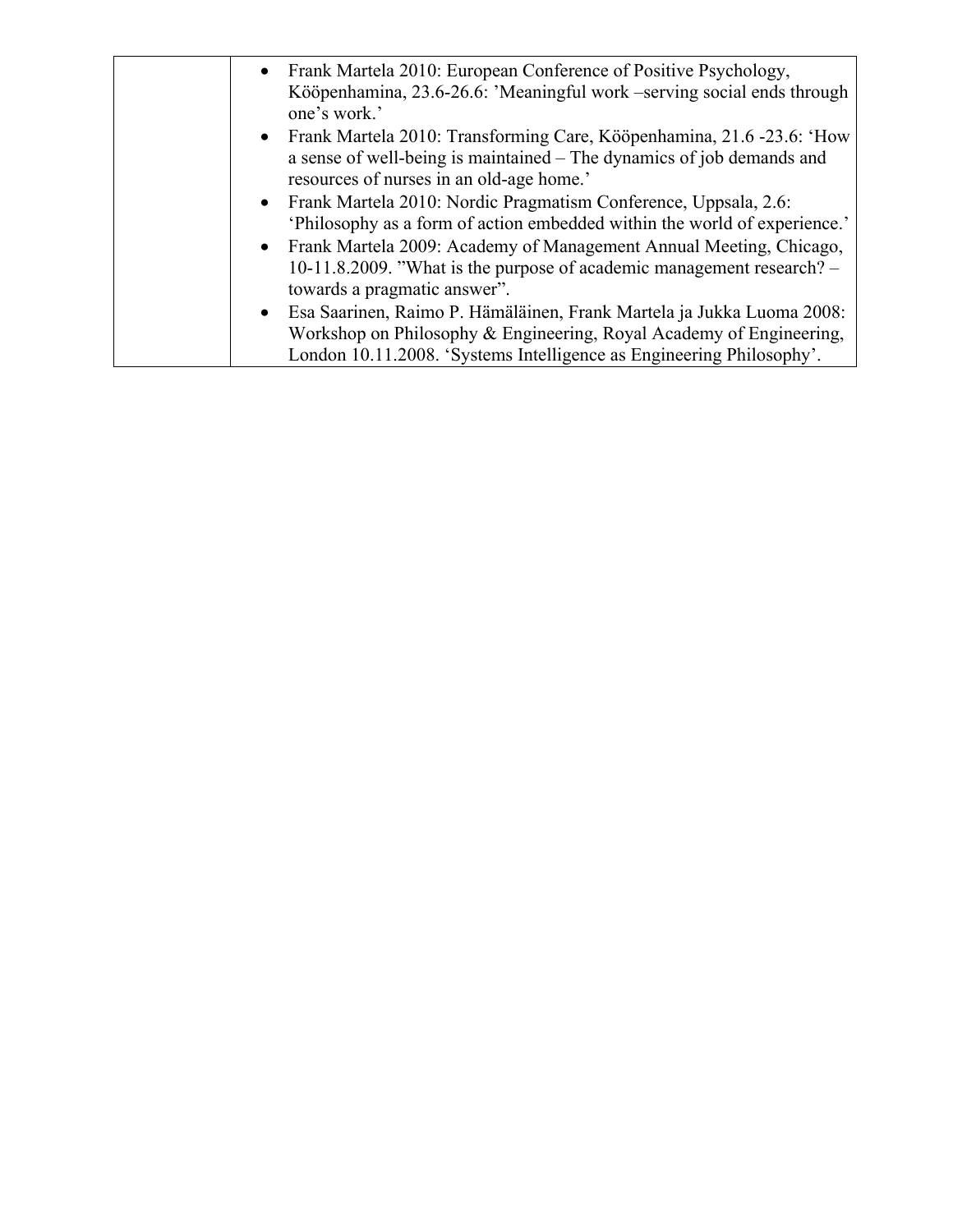| | |
|---|---|
| | • Frank Martela 2010: European Conference of Positive Psychology, Kööpenhamina, 23.6-26.6: 'Meaningful work –serving social ends through one's work.'<br>• Frank Martela 2010: Transforming Care, Kööpenhamina, 21.6 -23.6: 'How a sense of well-being is maintained – The dynamics of job demands and resources of nurses in an old-age home.'<br>• Frank Martela 2010: Nordic Pragmatism Conference, Uppsala, 2.6: 'Philosophy as a form of action embedded within the world of experience.'<br>• Frank Martela 2009: Academy of Management Annual Meeting, Chicago, 10-11.8.2009. "What is the purpose of academic management research? – towards a pragmatic answer".<br>• Esa Saarinen, Raimo P. Hämäläinen, Frank Martela ja Jukka Luoma 2008: Workshop on Philosophy & Engineering, Royal Academy of Engineering, London 10.11.2008. 'Systems Intelligence as Engineering Philosophy'. |